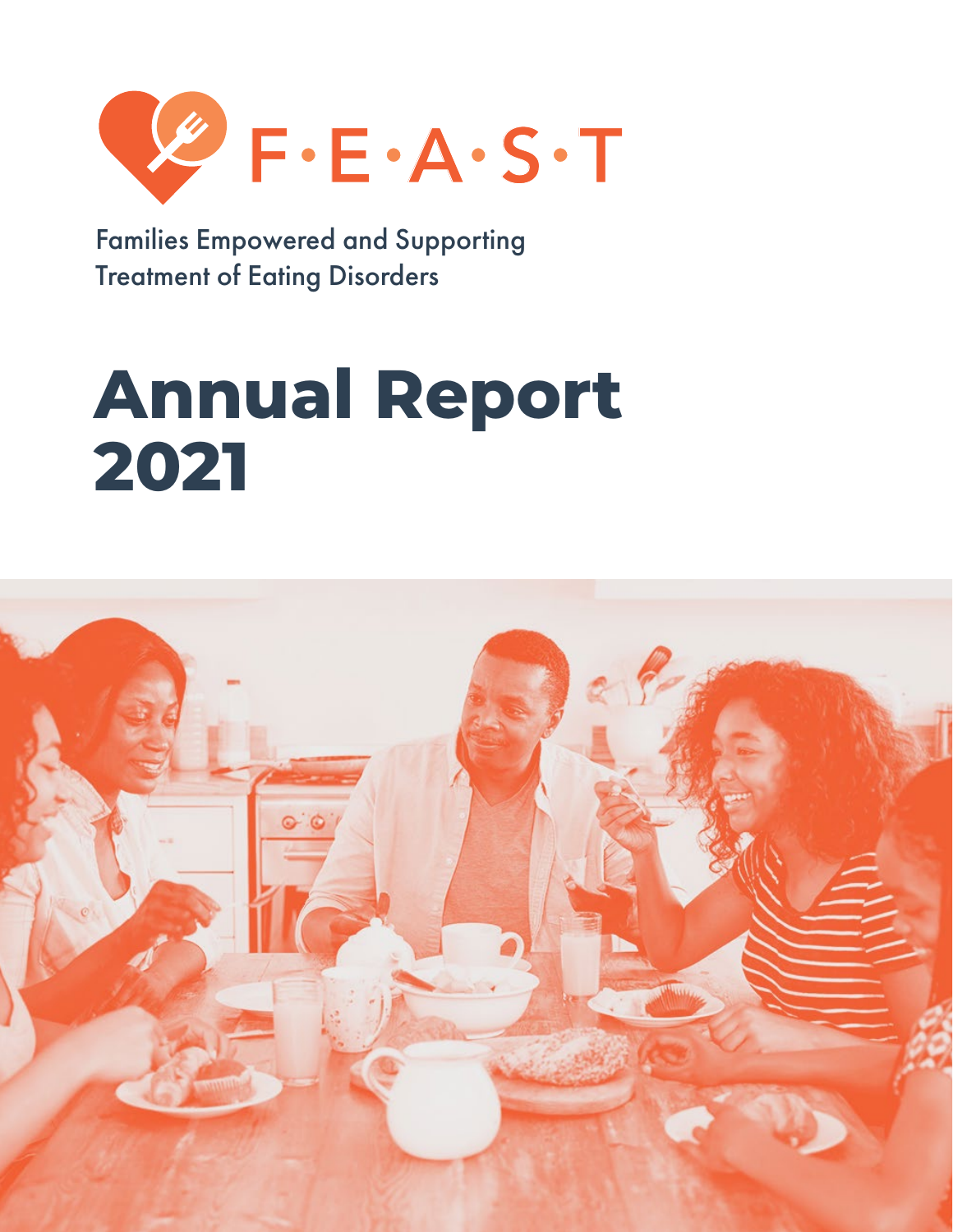F·E·A·S·T

Families Empowered and Supporting Treatment of Eating Disorders

# Annual Report 2021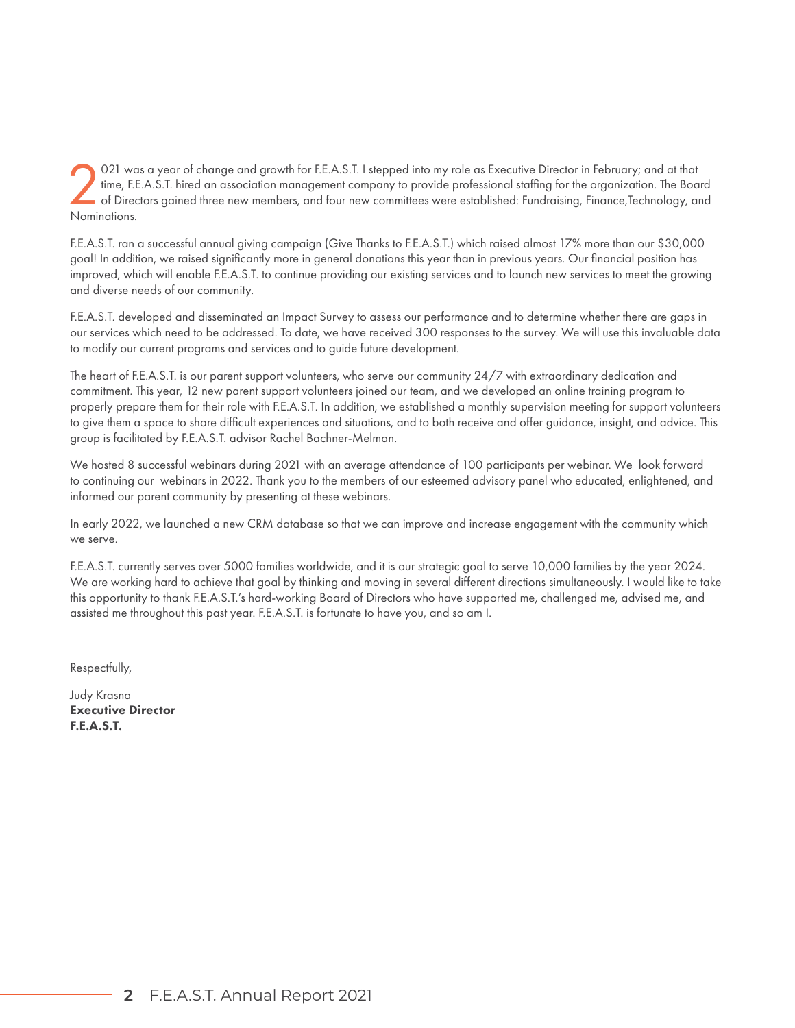2021 was a year of change and growth for F.E.A.S.T. I stepped into my role as Executive Director in February; and at that time, F.E.A.S.T. hired an association management company to provide professional staffing for the organization. The Board of Directors gained three new members, and four new committees were established: Fundraising, Finance,Technology, and Nominations.

F.E.A.S.T. ran a successful annual giving campaign (Give Thanks to F.E.A.S.T.) which raised almost 17% more than our $30,000 goal! In addition, we raised significantly more in general donations this year than in previous years. Our financial position has improved, which will enable F.E.A.S.T. to continue providing our existing services and to launch new services to meet the growing and diverse needs of our community.

F.E.A.S.T. developed and disseminated an Impact Survey to assess our performance and to determine whether there are gaps in our services which need to be addressed. To date, we have received 300 responses to the survey. We will use this invaluable data to modify our current programs and services and to guide future development.

The heart of F.E.A.S.T. is our parent support volunteers, who serve our community 24/7 with extraordinary dedication and commitment. This year, 12 new parent support volunteers joined our team, and we developed an online training program to properly prepare them for their role with F.E.A.S.T. In addition, we established a monthly supervision meeting for support volunteers to give them a space to share difficult experiences and situations, and to both receive and offer guidance, insight, and advice. This group is facilitated by F.E.A.S.T. advisor Rachel Bachner-Melman.

We hosted 8 successful webinars during 2021 with an average attendance of 100 participants per webinar. We look forward to continuing our webinars in 2022. Thank you to the members of our esteemed advisory panel who educated, enlightened, and informed our parent community by presenting at these webinars.

In early 2022, we launched a new CRM database so that we can improve and increase engagement with the community which we serve.

F.E.A.S.T. currently serves over 5000 families worldwide, and it is our strategic goal to serve 10,000 families by the year 2024. We are working hard to achieve that goal by thinking and moving in several different directions simultaneously. I would like to take this opportunity to thank F.E.A.S.T.'s hard-working Board of Directors who have supported me, challenged me, advised me, and assisted me throughout this past year. F.E.A.S.T. is fortunate to have you, and so am I.

Respectfully,

Judy Krasna
**Executive Director**
**F.E.A.S.T.**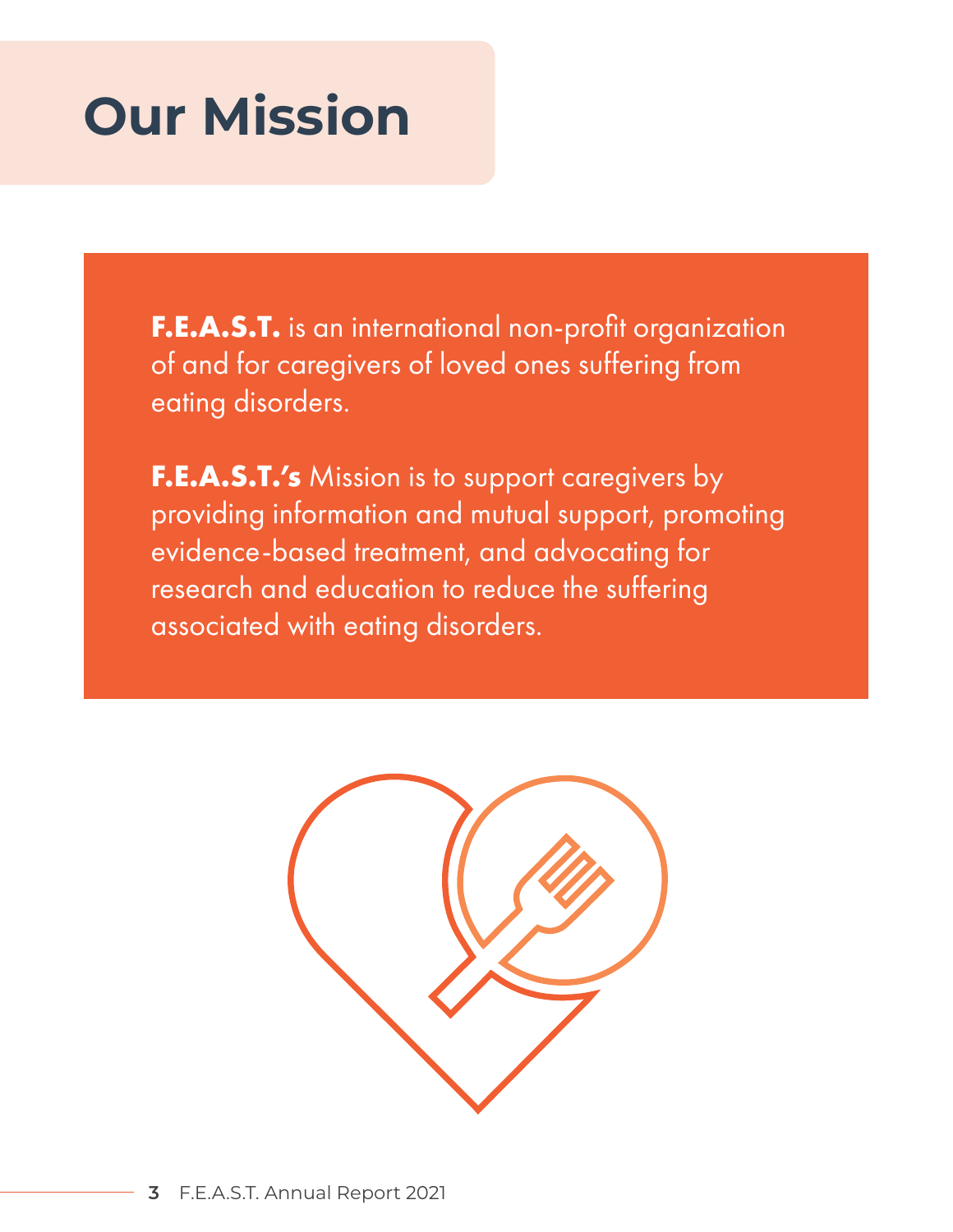# Our Mission

**F.E.A.S.T.** is an international non-profit organization of and for caregivers of loved ones suffering from eating disorders.

**F.E.A.S.T.'s** Mission is to support caregivers by providing information and mutual support, promoting evidence-based treatment, and advocating for research and education to reduce the suffering associated with eating disorders.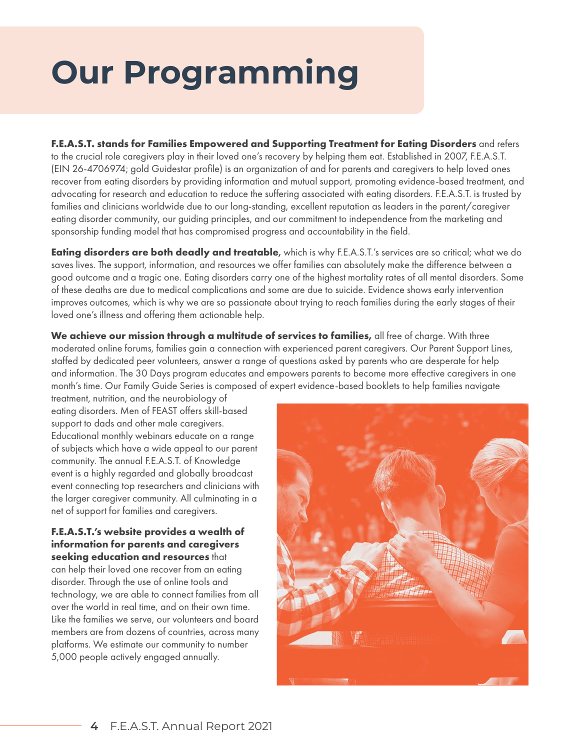# Our Programming

**F.E.A.S.T. stands for Families Empowered and Supporting Treatment for Eating Disorders** and refers to the crucial role caregivers play in their loved one's recovery by helping them eat. Established in 2007, F.E.A.S.T. (EIN 26-4706974; gold Guidestar profile) is an organization of and for parents and caregivers to help loved ones recover from eating disorders by providing information and mutual support, promoting evidence-based treatment, and advocating for research and education to reduce the suffering associated with eating disorders. F.E.A.S.T. is trusted by families and clinicians worldwide due to our long-standing, excellent reputation as leaders in the parent/caregiver eating disorder community, our guiding principles, and our commitment to independence from the marketing and sponsorship funding model that has compromised progress and accountability in the field.

**Eating disorders are both deadly and treatable,** which is why F.E.A.S.T.'s services are so critical; what we do saves lives. The support, information, and resources we offer families can absolutely make the difference between a good outcome and a tragic one. Eating disorders carry one of the highest mortality rates of all mental disorders. Some of these deaths are due to medical complications and some are due to suicide. Evidence shows early intervention improves outcomes, which is why we are so passionate about trying to reach families during the early stages of their loved one's illness and offering them actionable help.

**We achieve our mission through a multitude of services to families,** all free of charge. With three moderated online forums, families gain a connection with experienced parent caregivers. Our Parent Support Lines, staffed by dedicated peer volunteers, answer a range of questions asked by parents who are desperate for help and information. The 30 Days program educates and empowers parents to become more effective caregivers in one month's time. Our Family Guide Series is composed of expert evidence-based booklets to help families navigate treatment, nutrition, and the neurobiology of eating disorders. Men of FEAST offers skill-based support to dads and other male caregivers. Educational monthly webinars educate on a range of subjects which have a wide appeal to our parent community. The annual F.E.A.S.T. of Knowledge event is a highly regarded and globally broadcast event connecting top researchers and clinicians with the larger caregiver community. All culminating in a net of support for families and caregivers.

**F.E.A.S.T.'s website provides a wealth of information for parents and caregivers seeking education and resources** that can help their loved one recover from an eating disorder. Through the use of online tools and technology, we are able to connect families from all over the world in real time, and on their own time. Like the families we serve, our volunteers and board members are from dozens of countries, across many platforms. We estimate our community to number 5,000 people actively engaged annually.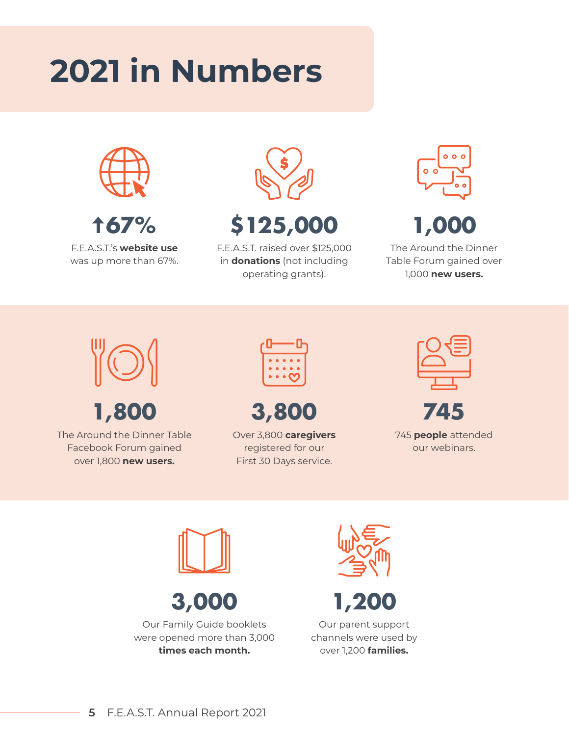# 2021 in Numbers

**↑67%**

F.E.A.S.T.'s **website use** was up more than 67%.

**$125,000**

F.E.A.S.T. raised over $125,000 in **donations** (not including operating grants).

**1,000**

The Around the Dinner Table Forum gained over 1,000 **new users.**

**1,800**

The Around the Dinner Table Facebook Forum gained over 1,800 **new users.**

**3,800**

Over 3,800 **caregivers** registered for our First 30 Days service.

**745**

745 **people** attended our webinars.

**3,000**

Our Family Guide booklets were opened more than 3,000 **times each month.**

**1,200**

Our parent support channels were used by over 1,200 **families.**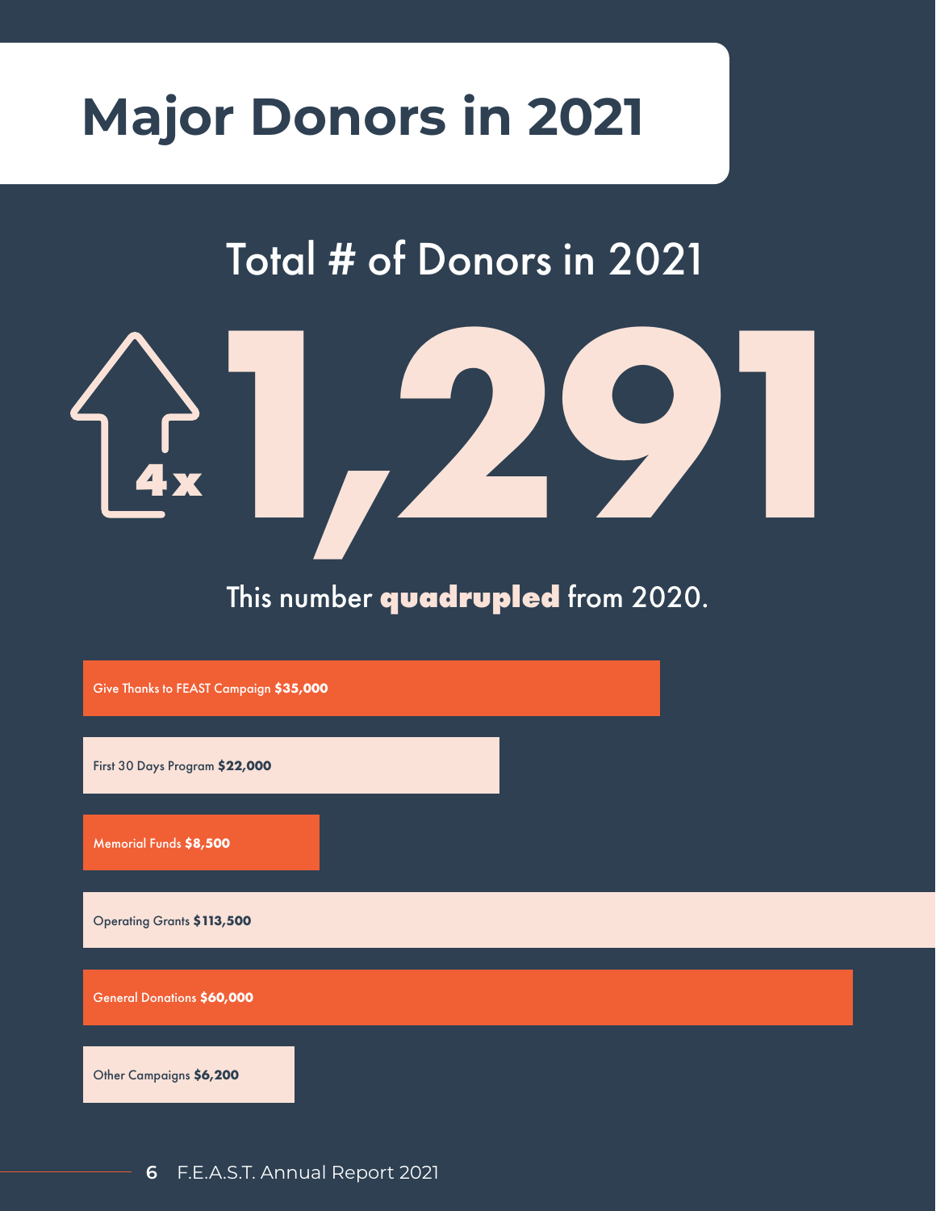# Major Donors in 2021

## Total # of Donors in 2021

4x

**1,291**

This number **quadrupled** from 2020.

- Give Thanks to FEAST Campaign **$35,000**
- First 30 Days Program **$22,000**
- Memorial Funds **$8,500**
- Operating Grants **$113,500**
- General Donations **$60,000**
- Other Campaigns **$6,200**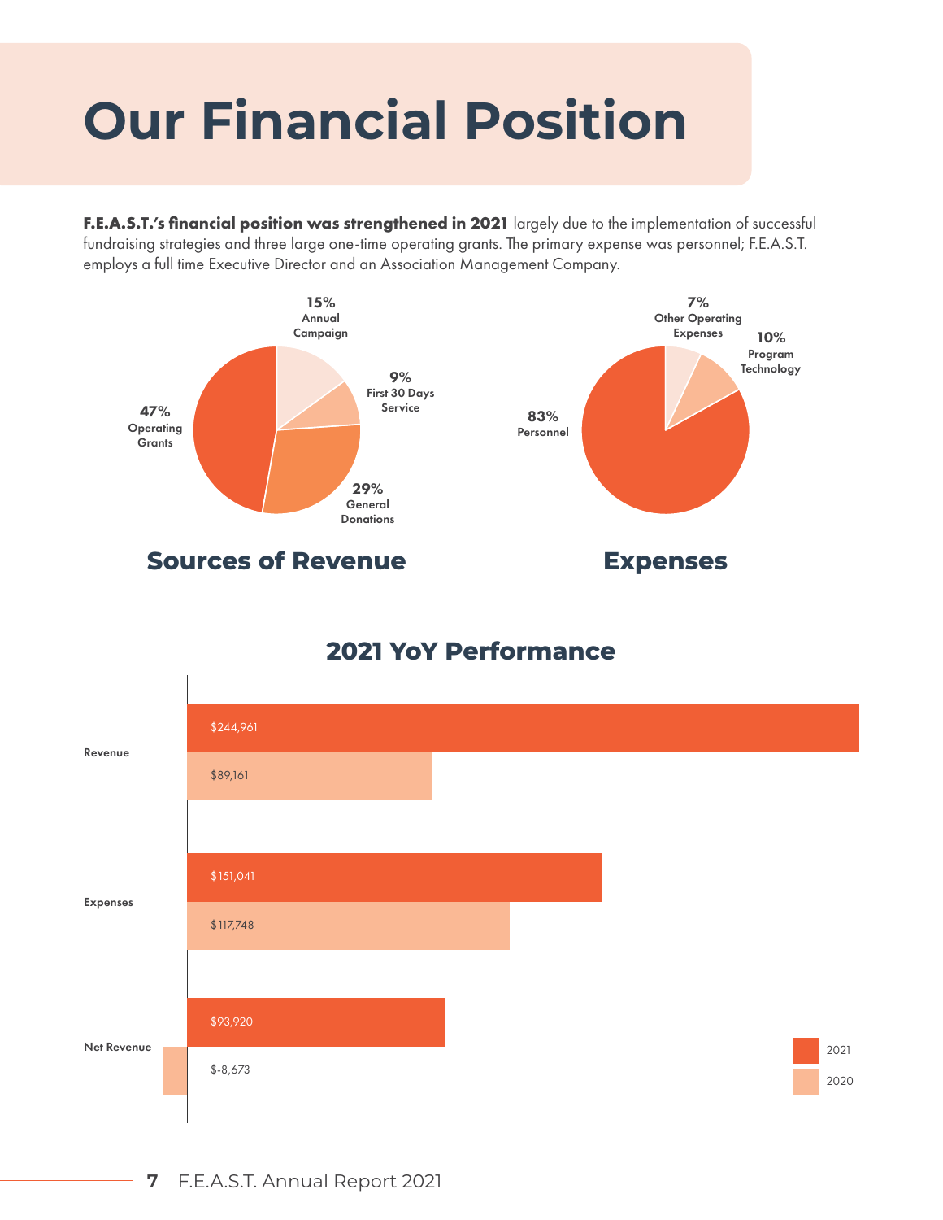# Our Financial Position

**F.E.A.S.T.'s financial position was strengthened in 2021** largely due to the implementation of successful fundraising strategies and three large one-time operating grants. The primary expense was personnel; F.E.A.S.T. employs a full time Executive Director and an Association Management Company.

## Sources of Revenue

| Source | Percentage |
|---|---|
| Operating Grants | 47% |
| General Donations | 29% |
| Annual Campaign | 15% |
| First 30 Days Service | 9% |

## Expenses

| Expense | Percentage |
|---|---|
| Personnel | 83% |
| Program Technology | 10% |
| Other Operating Expenses | 7% |

## 2021 YoY Performance

| | 2021 | 2020 |
|---|---|---|
| Revenue | $244,961 | $89,161 |
| Expenses | $151,041 | $117,748 |
| Net Revenue | $93,920 | $-8,673 |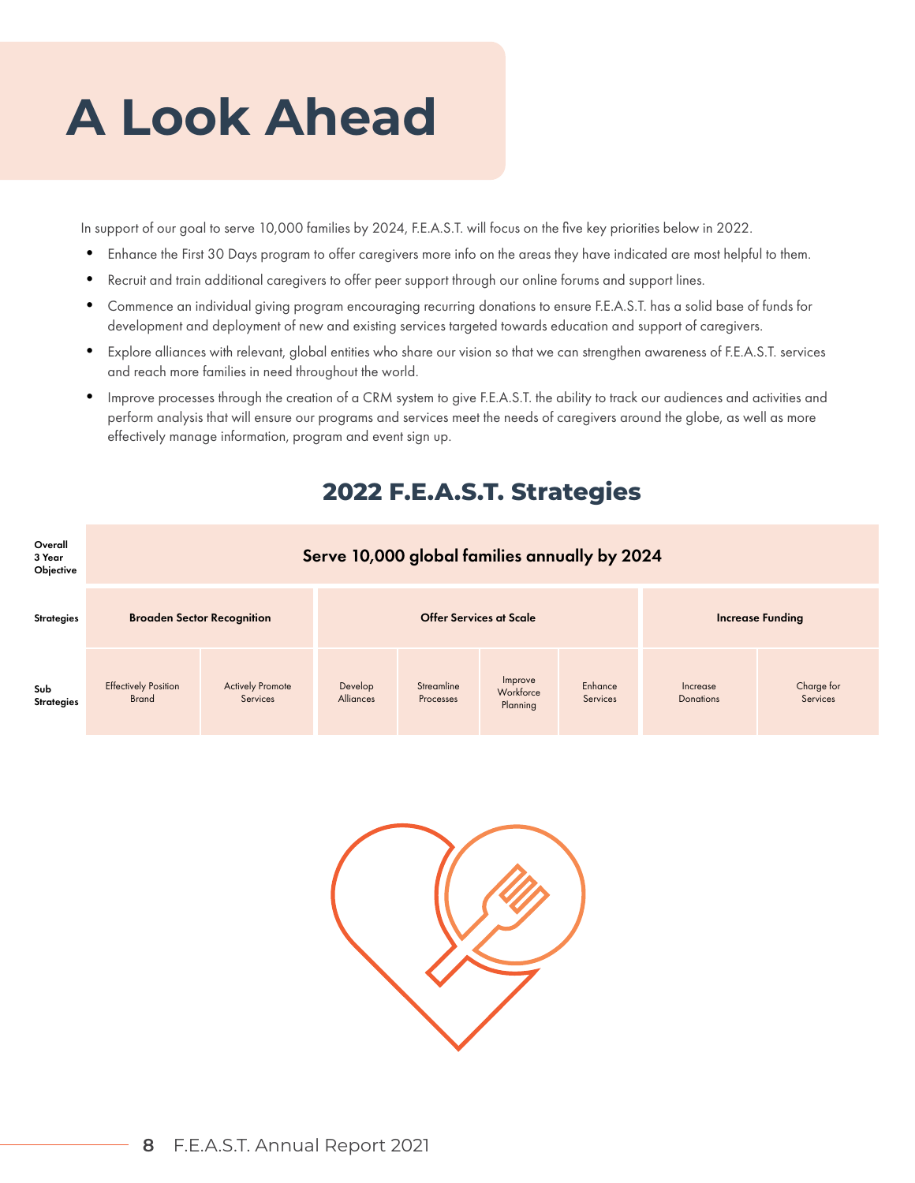# A Look Ahead

In support of our goal to serve 10,000 families by 2024, F.E.A.S.T. will focus on the five key priorities below in 2022.

- Enhance the First 30 Days program to offer caregivers more info on the areas they have indicated are most helpful to them.
- Recruit and train additional caregivers to offer peer support through our online forums and support lines.
- Commence an individual giving program encouraging recurring donations to ensure F.E.A.S.T. has a solid base of funds for development and deployment of new and existing services targeted towards education and support of caregivers.
- Explore alliances with relevant, global entities who share our vision so that we can strengthen awareness of F.E.A.S.T. services and reach more families in need throughout the world.
- Improve processes through the creation of a CRM system to give F.E.A.S.T. the ability to track our audiences and activities and perform analysis that will ensure our programs and services meet the needs of caregivers around the globe, as well as more effectively manage information, program and event sign up.

## 2022 F.E.A.S.T. Strategies

| | | | | | | | | |
|---|---|---|---|---|---|---|---|---|
| **Overall 3 Year Objective** | **Serve 10,000 global families annually by 2024** | | | | | | | |
| **Strategies** | **Broaden Sector Recognition** | | **Offer Services at Scale** | | | | **Increase Funding** | |
| **Sub Strategies** | Effectively Position Brand | Actively Promote Services | Develop Alliances | Streamline Processes | Improve Workforce Planning | Enhance Services | Increase Donations | Charge for Services |